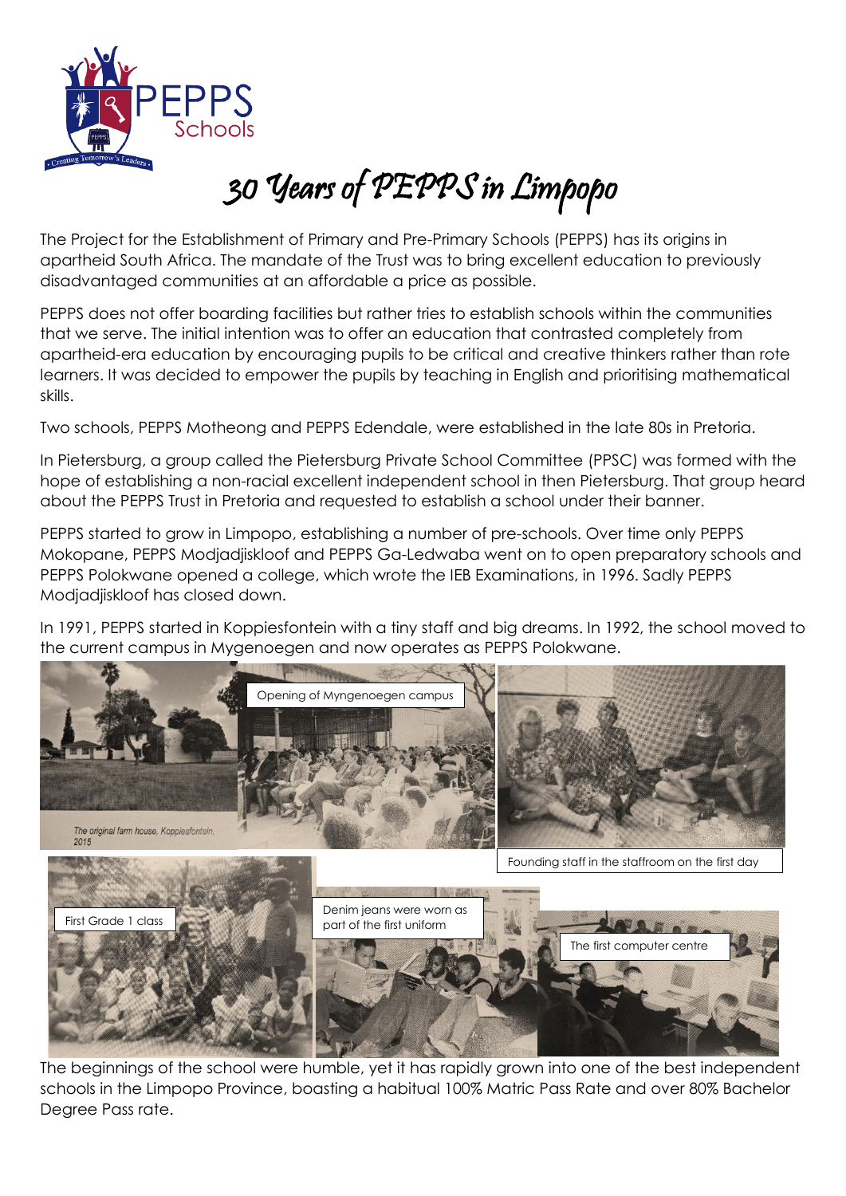# 30 Years of PEPPS in Limpopo

The Project for the Establishment of Primary and Pre-Primary Schools (PEPPS) has its origins in apartheid South Africa. The mandate of the Trust was to bring excellent education to previously disadvantaged communities at an affordable a price as possible.

PEPPS does not offer boarding facilities but rather tries to establish schools within the communities that we serve. The initial intention was to offer an education that contrasted completely from apartheid-era education by encouraging pupils to be critical and creative thinkers rather than rote learners. It was decided to empower the pupils by teaching in English and prioritising mathematical skills.

Two schools, PEPPS Motheong and PEPPS Edendale, were established in the late 80s in Pretoria.

In Pietersburg, a group called the Pietersburg Private School Committee (PPSC) was formed with the hope of establishing a non-racial excellent independent school in then Pietersburg. That group heard about the PEPPS Trust in Pretoria and requested to establish a school under their banner.

PEPPS started to grow in Limpopo, establishing a number of pre-schools. Over time only PEPPS Mokopane, PEPPS Modjadjiskloof and PEPPS Ga-Ledwaba went on to open preparatory schools and PEPPS Polokwane opened a college, which wrote the IEB Examinations, in 1996. Sadly PEPPS Modjadjiskloof has closed down.

In 1991, PEPPS started in Koppiesfontein with a tiny staff and big dreams. In 1992, the school moved to the current campus in Mygenoegen and now operates as PEPPS Polokwane.

The original farm house, Koppiesfontein, 2015

Opening of Myngenoegen campus

Founding staff in the staffroom on the first day

First Grade 1 class

Denim jeans were worn as part of the first uniform

The first computer centre

The beginnings of the school were humble, yet it has rapidly grown into one of the best independent schools in the Limpopo Province, boasting a habitual 100% Matric Pass Rate and over 80% Bachelor Degree Pass rate.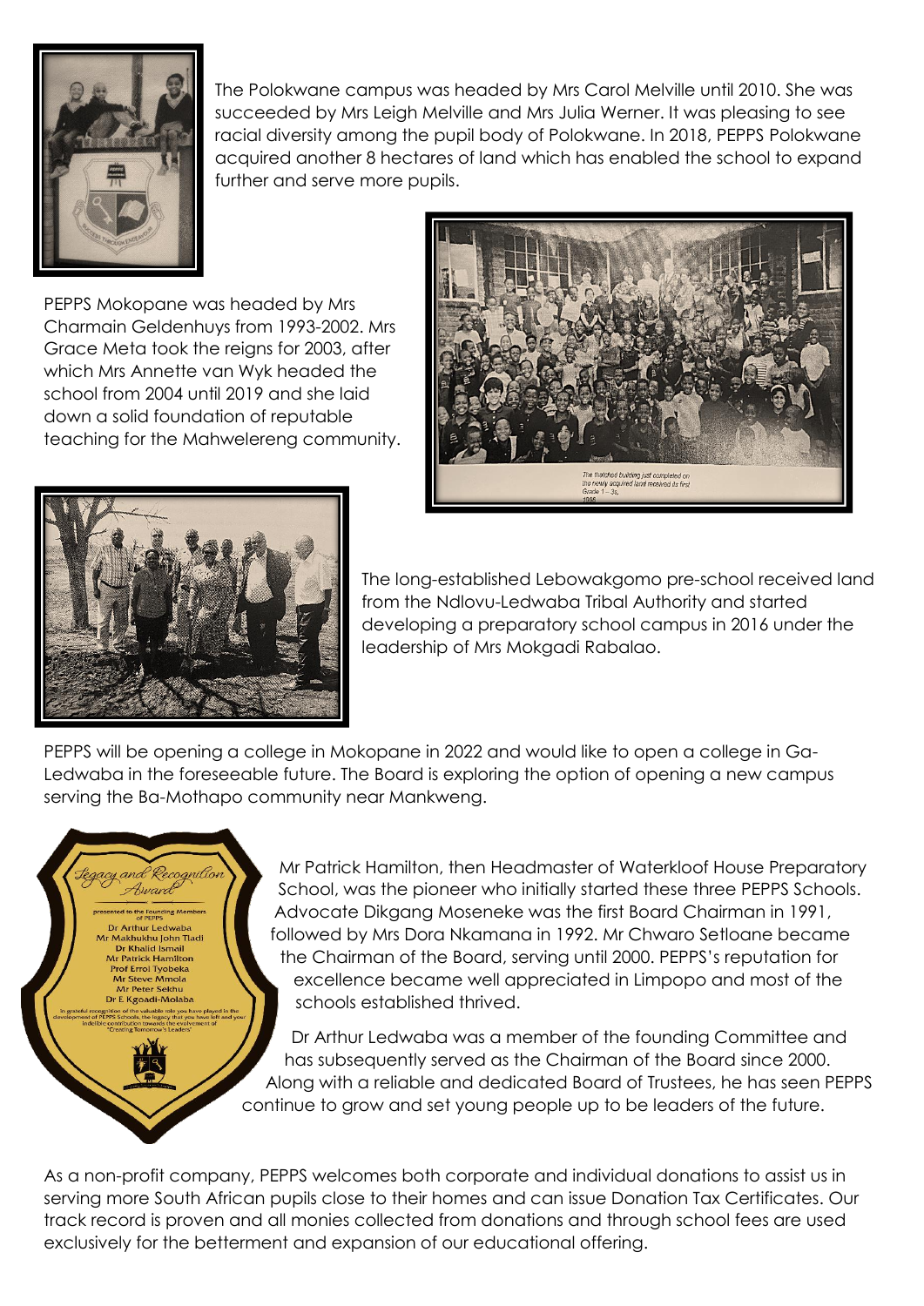The Polokwane campus was headed by Mrs Carol Melville until 2010. She was succeeded by Mrs Leigh Melville and Mrs Julia Werner. It was pleasing to see racial diversity among the pupil body of Polokwane. In 2018, PEPPS Polokwane acquired another 8 hectares of land which has enabled the school to expand further and serve more pupils.

PEPPS Mokopane was headed by Mrs Charmain Geldenhuys from 1993-2002. Mrs Grace Meta took the reigns for 2003, after which Mrs Annette van Wyk headed the school from 2004 until 2019 and she laid down a solid foundation of reputable teaching for the Mahwelereng community.

The thatched building just completed on the newly acquired land received its first Grade 1 – 3s, 1995

The long-established Lebowakgomo pre-school received land from the Ndlovu-Ledwaba Tribal Authority and started developing a preparatory school campus in 2016 under the leadership of Mrs Mokgadi Rabalao.

PEPPS will be opening a college in Mokopane in 2022 and would like to open a college in Ga-Ledwaba in the foreseeable future. The Board is exploring the option of opening a new campus serving the Ba-Mothapo community near Mankweng.

Legacy and Recognition Award

presented to the Founding Members of PEPPS

Dr Arthur Ledwaba
Mr Makhukhu John Tladi
Dr Khalid Ismail
Mr Patrick Hamilton
Prof Errol Tyobeka
Mr Steve Mmola
Mr Peter Sekhu
Dr E Kgoadi-Molaba

In grateful recognition of the valuable role you have played in the development of PEPPS Schools, the legacy that you have left and your indelible contribution towards the evolvement of "Creating Tomorrow's Leaders"

Mr Patrick Hamilton, then Headmaster of Waterkloof House Preparatory School, was the pioneer who initially started these three PEPPS Schools. Advocate Dikgang Moseneke was the first Board Chairman in 1991, followed by Mrs Dora Nkamana in 1992. Mr Chwaro Setloane became the Chairman of the Board, serving until 2000. PEPPS's reputation for excellence became well appreciated in Limpopo and most of the schools established thrived.

Dr Arthur Ledwaba was a member of the founding Committee and has subsequently served as the Chairman of the Board since 2000. Along with a reliable and dedicated Board of Trustees, he has seen PEPPS continue to grow and set young people up to be leaders of the future.

As a non-profit company, PEPPS welcomes both corporate and individual donations to assist us in serving more South African pupils close to their homes and can issue Donation Tax Certificates. Our track record is proven and all monies collected from donations and through school fees are used exclusively for the betterment and expansion of our educational offering.